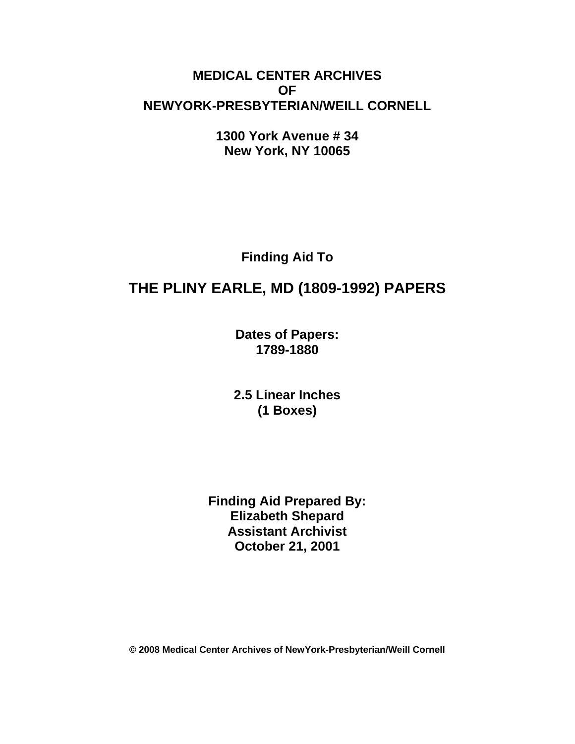**MEDICAL CENTER ARCHIVES**
**OF**
**NEWYORK-PRESBYTERIAN/WEILL CORNELL**

**1300 York Avenue # 34**
**New York, NY 10065**

**Finding Aid To**

# THE PLINY EARLE, MD (1809-1992) PAPERS

**Dates of Papers:**
**1789-1880**

**2.5 Linear Inches**
**(1 Boxes)**

**Finding Aid Prepared By:**
**Elizabeth Shepard**
**Assistant Archivist**
**October 21, 2001**

**© 2008 Medical Center Archives of NewYork-Presbyterian/Weill Cornell**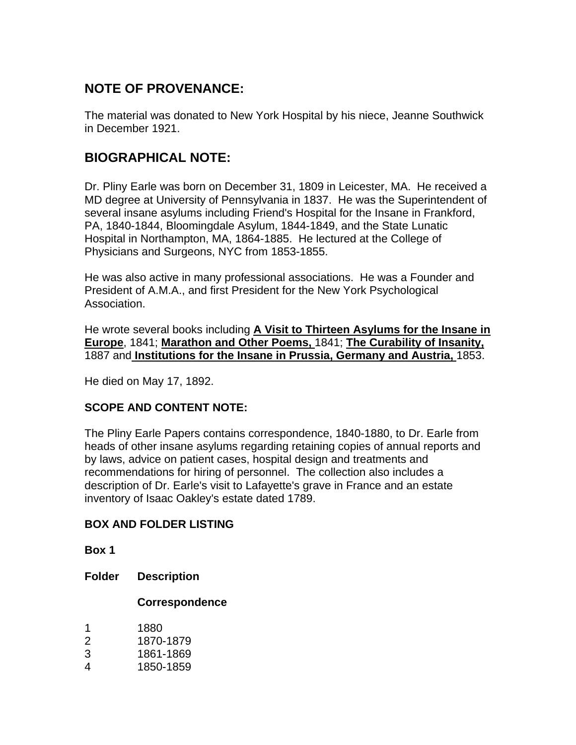## NOTE OF PROVENANCE:

The material was donated to New York Hospital by his niece, Jeanne Southwick in December 1921.

## BIOGRAPHICAL NOTE:

Dr. Pliny Earle was born on December 31, 1809 in Leicester, MA. He received a MD degree at University of Pennsylvania in 1837. He was the Superintendent of several insane asylums including Friend's Hospital for the Insane in Frankford, PA, 1840-1844, Bloomingdale Asylum, 1844-1849, and the State Lunatic Hospital in Northampton, MA, 1864-1885. He lectured at the College of Physicians and Surgeons, NYC from 1853-1855.

He was also active in many professional associations. He was a Founder and President of A.M.A., and first President for the New York Psychological Association.

He wrote several books including **A Visit to Thirteen Asylums for the Insane in Europe**, 1841; **Marathon and Other Poems,** 1841; **The Curability of Insanity,** 1887 and **Institutions for the Insane in Prussia, Germany and Austria,** 1853.

He died on May 17, 1892.

### SCOPE AND CONTENT NOTE:

The Pliny Earle Papers contains correspondence, 1840-1880, to Dr. Earle from heads of other insane asylums regarding retaining copies of annual reports and by laws, advice on patient cases, hospital design and treatments and recommendations for hiring of personnel. The collection also includes a description of Dr. Earle's visit to Lafayette's grave in France and an estate inventory of Isaac Oakley's estate dated 1789.

### BOX AND FOLDER LISTING

**Box 1**

| Folder | Description |
|---|---|
| | **Correspondence** |
| 1 | 1880 |
| 2 | 1870-1879 |
| 3 | 1861-1869 |
| 4 | 1850-1859 |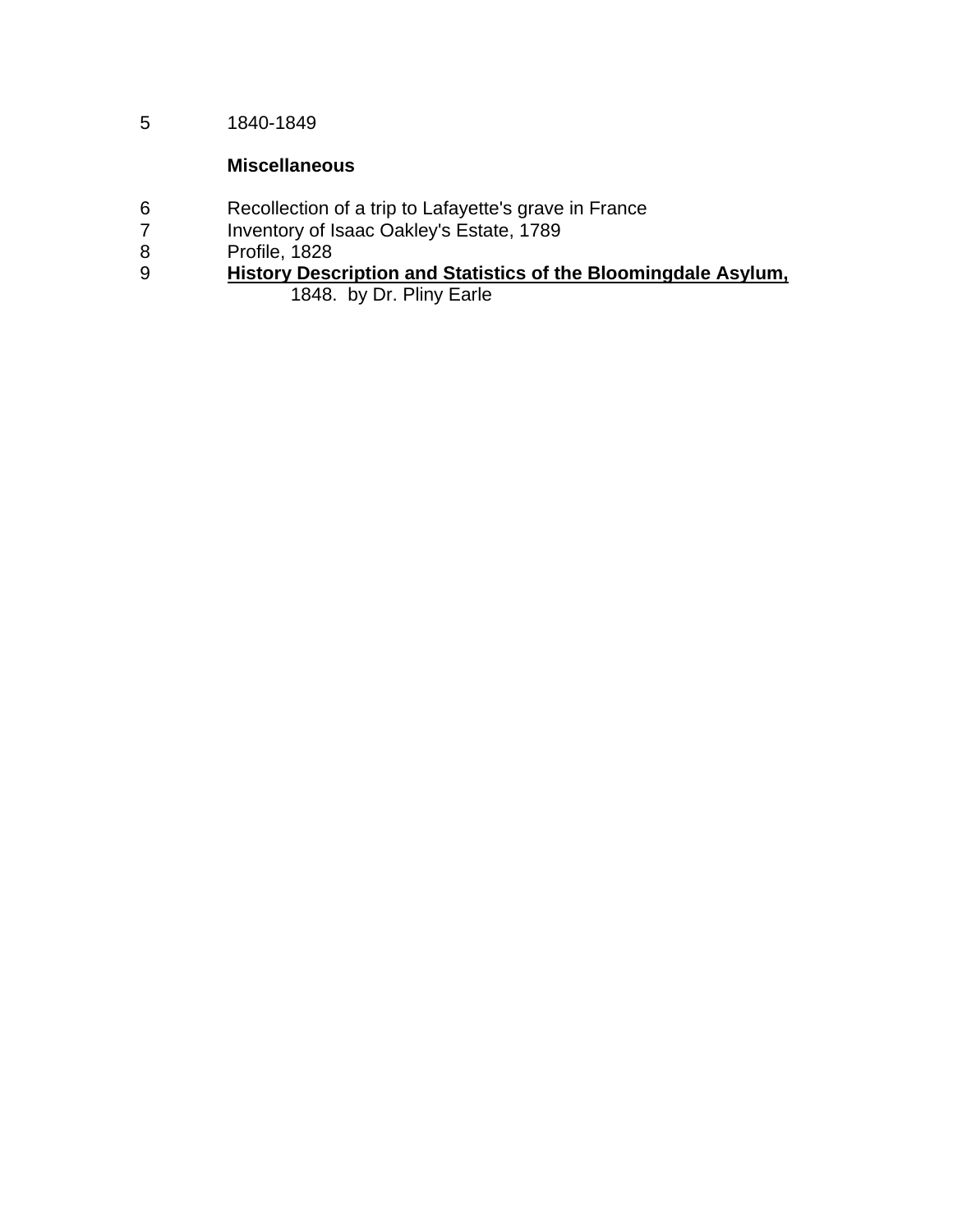5 1840-1849

**Miscellaneous**

6 Recollection of a trip to Lafayette's grave in France

7 Inventory of Isaac Oakley's Estate, 1789

8 Profile, 1828

9 **<u>History Description and Statistics of the Bloomingdale Asylum,</u>** 1848. by Dr. Pliny Earle